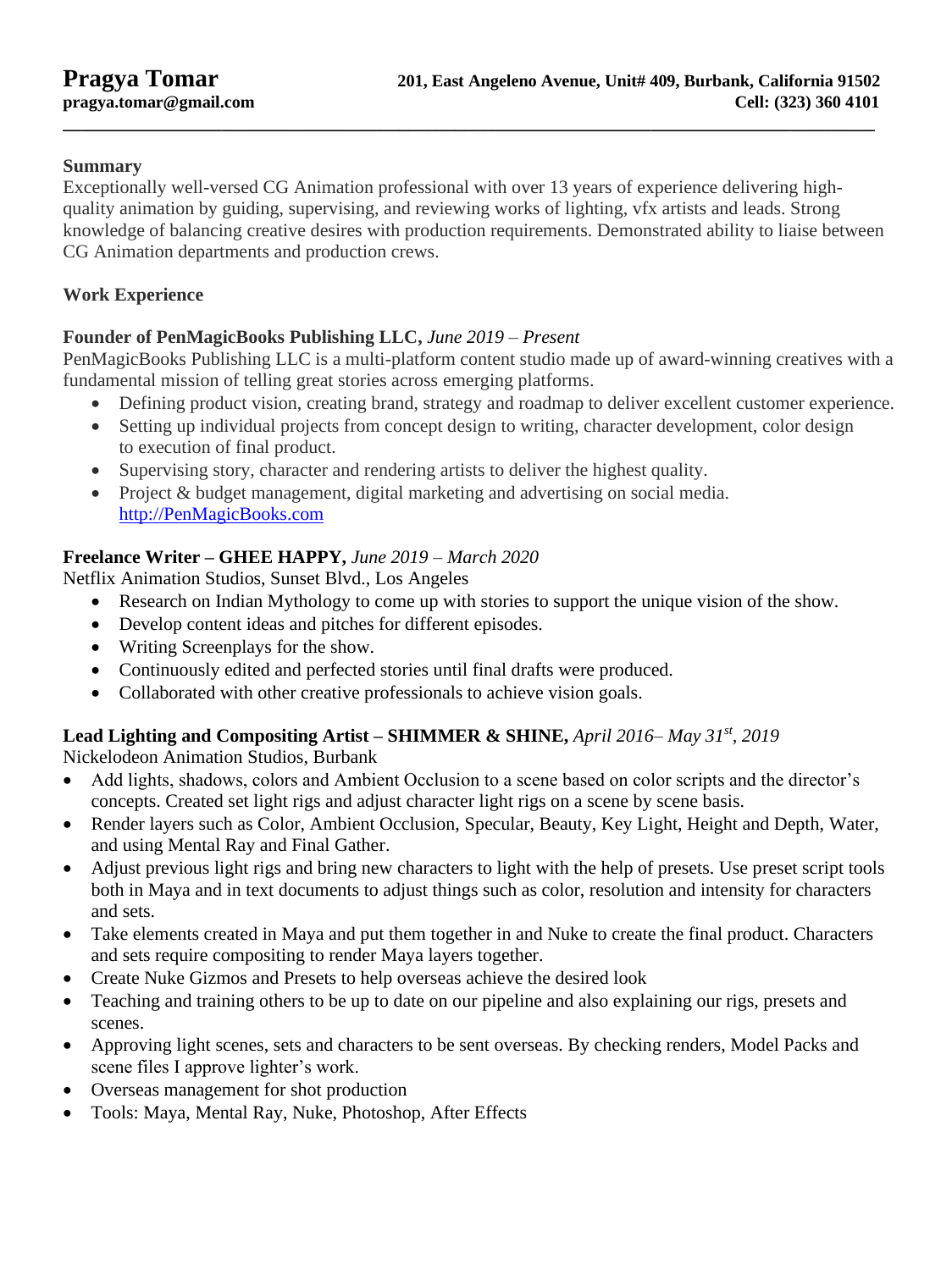# Pragya Tomar

**pragya.tomar@gmail.com**

**201, East Angeleno Avenue, Unit# 409, Burbank, California 91502**
**Cell: (323) 360 4101**

---

## Summary

Exceptionally well-versed CG Animation professional with over 13 years of experience delivering high-quality animation by guiding, supervising, and reviewing works of lighting, vfx artists and leads. Strong knowledge of balancing creative desires with production requirements. Demonstrated ability to liaise between CG Animation departments and production crews.

## Work Experience

### Founder of PenMagicBooks Publishing LLC, *June 2019 – Present*

PenMagicBooks Publishing LLC is a multi-platform content studio made up of award-winning creatives with a fundamental mission of telling great stories across emerging platforms.

- Defining product vision, creating brand, strategy and roadmap to deliver excellent customer experience.
- Setting up individual projects from concept design to writing, character development, color design to execution of final product.
- Supervising story, character and rendering artists to deliver the highest quality.
- Project & budget management, digital marketing and advertising on social media. http://PenMagicBooks.com

### Freelance Writer – GHEE HAPPY, *June 2019 – March 2020*

Netflix Animation Studios, Sunset Blvd., Los Angeles

- Research on Indian Mythology to come up with stories to support the unique vision of the show.
- Develop content ideas and pitches for different episodes.
- Writing Screenplays for the show.
- Continuously edited and perfected stories until final drafts were produced.
- Collaborated with other creative professionals to achieve vision goals.

### Lead Lighting and Compositing Artist – SHIMMER & SHINE, *April 2016– May 31st, 2019*

Nickelodeon Animation Studios, Burbank

- Add lights, shadows, colors and Ambient Occlusion to a scene based on color scripts and the director's concepts. Created set light rigs and adjust character light rigs on a scene by scene basis.
- Render layers such as Color, Ambient Occlusion, Specular, Beauty, Key Light, Height and Depth, Water, and using Mental Ray and Final Gather.
- Adjust previous light rigs and bring new characters to light with the help of presets. Use preset script tools both in Maya and in text documents to adjust things such as color, resolution and intensity for characters and sets.
- Take elements created in Maya and put them together in and Nuke to create the final product. Characters and sets require compositing to render Maya layers together.
- Create Nuke Gizmos and Presets to help overseas achieve the desired look
- Teaching and training others to be up to date on our pipeline and also explaining our rigs, presets and scenes.
- Approving light scenes, sets and characters to be sent overseas. By checking renders, Model Packs and scene files I approve lighter's work.
- Overseas management for shot production
- Tools: Maya, Mental Ray, Nuke, Photoshop, After Effects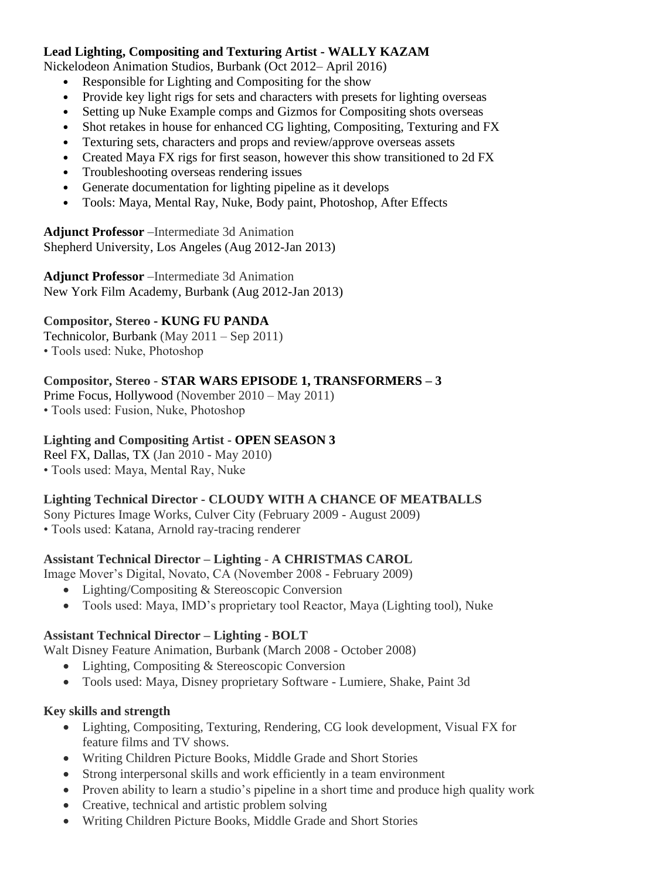**Lead Lighting, Compositing and Texturing Artist - WALLY KAZAM**
Nickelodeon Animation Studios, Burbank (Oct 2012– April 2016)

- Responsible for Lighting and Compositing for the show
- Provide key light rigs for sets and characters with presets for lighting overseas
- Setting up Nuke Example comps and Gizmos for Compositing shots overseas
- Shot retakes in house for enhanced CG lighting, Compositing, Texturing and FX
- Texturing sets, characters and props and review/approve overseas assets
- Created Maya FX rigs for first season, however this show transitioned to 2d FX
- Troubleshooting overseas rendering issues
- Generate documentation for lighting pipeline as it develops
- Tools: Maya, Mental Ray, Nuke, Body paint, Photoshop, After Effects

**Adjunct Professor** –Intermediate 3d Animation
Shepherd University, Los Angeles (Aug 2012-Jan 2013)

**Adjunct Professor** –Intermediate 3d Animation
New York Film Academy, Burbank (Aug 2012-Jan 2013)

**Compositor, Stereo - KUNG FU PANDA**
Technicolor, Burbank (May 2011 – Sep 2011)
• Tools used: Nuke, Photoshop

**Compositor, Stereo - STAR WARS EPISODE 1, TRANSFORMERS – 3**
Prime Focus, Hollywood (November 2010 – May 2011)
• Tools used: Fusion, Nuke, Photoshop

**Lighting and Compositing Artist - OPEN SEASON 3**
Reel FX, Dallas, TX (Jan 2010 - May 2010)
• Tools used: Maya, Mental Ray, Nuke

**Lighting Technical Director - CLOUDY WITH A CHANCE OF MEATBALLS**
Sony Pictures Image Works, Culver City (February 2009 - August 2009)
• Tools used: Katana, Arnold ray-tracing renderer

**Assistant Technical Director – Lighting - A CHRISTMAS CAROL**
Image Mover's Digital, Novato, CA (November 2008 - February 2009)

- Lighting/Compositing & Stereoscopic Conversion
- Tools used: Maya, IMD's proprietary tool Reactor, Maya (Lighting tool), Nuke

**Assistant Technical Director – Lighting - BOLT**
Walt Disney Feature Animation, Burbank (March 2008 - October 2008)

- Lighting, Compositing & Stereoscopic Conversion
- Tools used: Maya, Disney proprietary Software - Lumiere, Shake, Paint 3d

**Key skills and strength**

- Lighting, Compositing, Texturing, Rendering, CG look development, Visual FX for feature films and TV shows.
- Writing Children Picture Books, Middle Grade and Short Stories
- Strong interpersonal skills and work efficiently in a team environment
- Proven ability to learn a studio's pipeline in a short time and produce high quality work
- Creative, technical and artistic problem solving
- Writing Children Picture Books, Middle Grade and Short Stories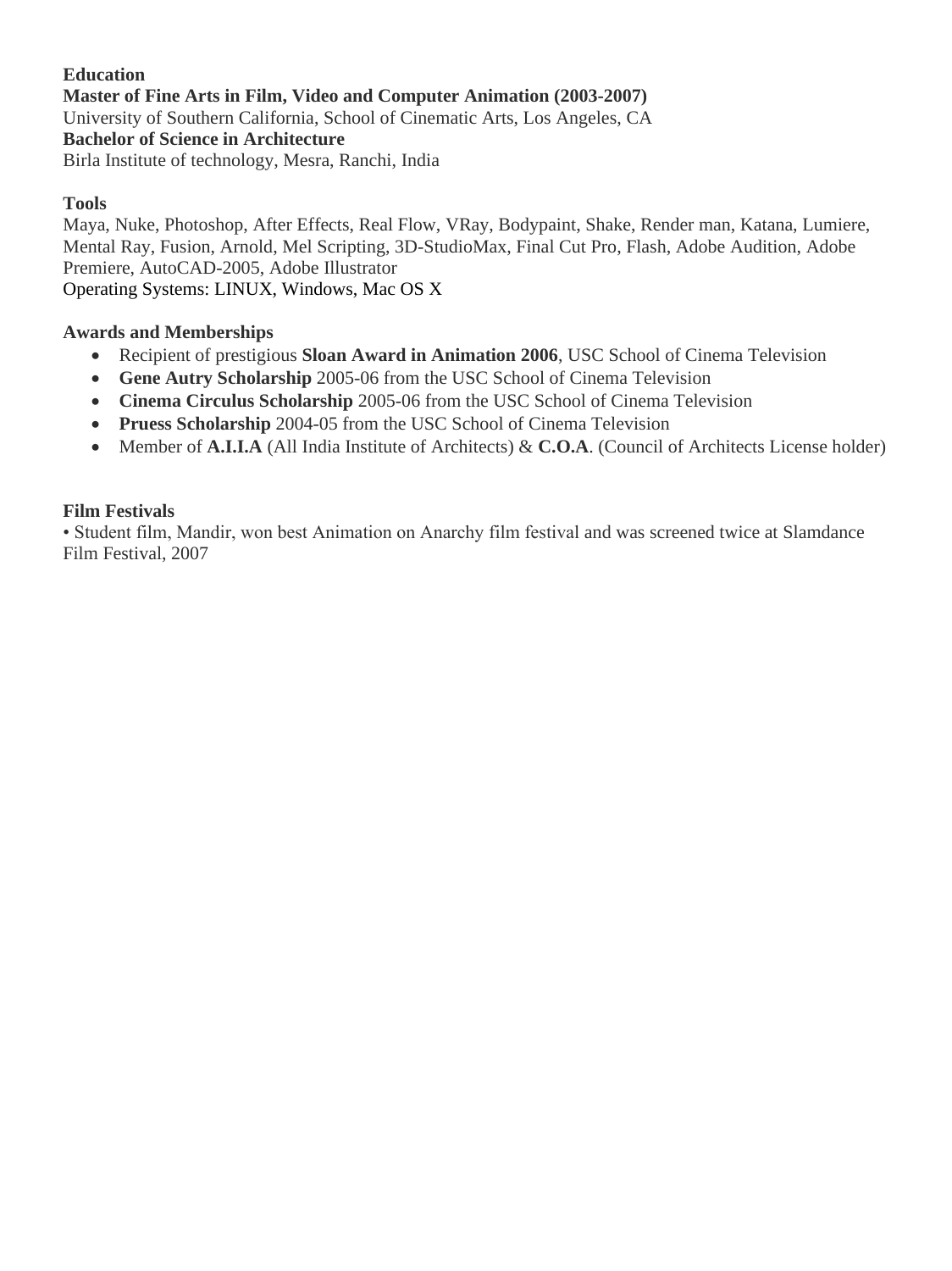**Education**

**Master of Fine Arts in Film, Video and Computer Animation (2003-2007)**
University of Southern California, School of Cinematic Arts, Los Angeles, CA
**Bachelor of Science in Architecture**
Birla Institute of technology, Mesra, Ranchi, India

**Tools**

Maya, Nuke, Photoshop, After Effects, Real Flow, VRay, Bodypaint, Shake, Render man, Katana, Lumiere, Mental Ray, Fusion, Arnold, Mel Scripting, 3D-StudioMax, Final Cut Pro, Flash, Adobe Audition, Adobe Premiere, AutoCAD-2005, Adobe Illustrator
Operating Systems: LINUX, Windows, Mac OS X

**Awards and Memberships**

- Recipient of prestigious **Sloan Award in Animation 2006**, USC School of Cinema Television
- **Gene Autry Scholarship** 2005-06 from the USC School of Cinema Television
- **Cinema Circulus Scholarship** 2005-06 from the USC School of Cinema Television
- **Pruess Scholarship** 2004-05 from the USC School of Cinema Television
- Member of **A.I.I.A** (All India Institute of Architects) & **C.O.A**. (Council of Architects License holder)

**Film Festivals**

• Student film, Mandir, won best Animation on Anarchy film festival and was screened twice at Slamdance Film Festival, 2007